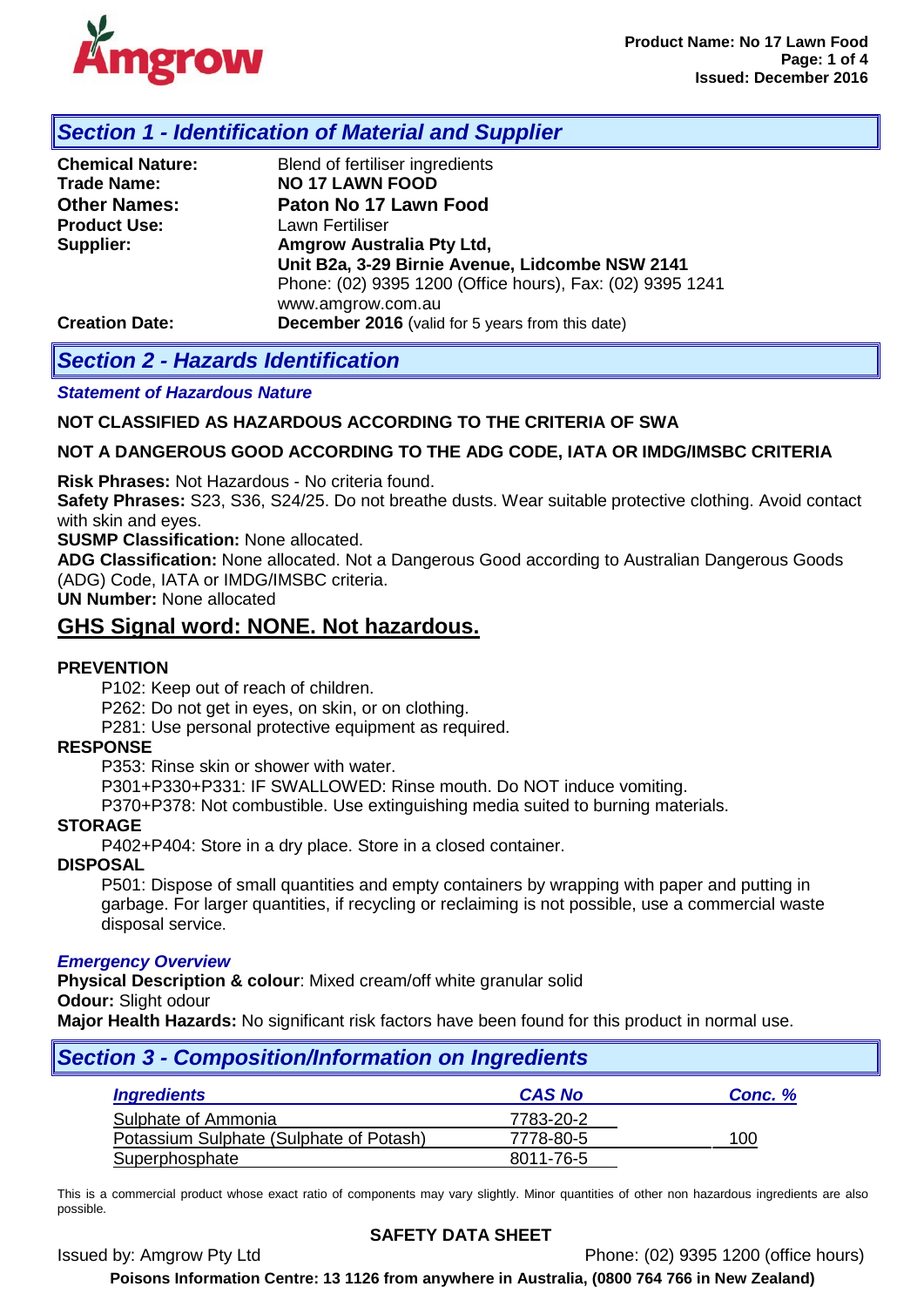## Section 1 - Identification of Material and Supplier

**Chemical Nature:** Blend of fertiliser ingredients
**Trade Name:** **NO 17 LAWN FOOD**
**Other Names:** **Paton No 17 Lawn Food**
**Product Use:** Lawn Fertiliser
**Supplier:** **Amgrow Australia Pty Ltd,**
**Unit B2a, 3-29 Birnie Avenue, Lidcombe NSW 2141**
Phone: (02) 9395 1200 (Office hours), Fax: (02) 9395 1241
www.amgrow.com.au
**Creation Date:** **December 2016** (valid for 5 years from this date)

## Section 2 - Hazards Identification

***Statement of Hazardous Nature***

**NOT CLASSIFIED AS HAZARDOUS ACCORDING TO THE CRITERIA OF SWA**

**NOT A DANGEROUS GOOD ACCORDING TO THE ADG CODE, IATA OR IMDG/IMSBC CRITERIA**

**Risk Phrases:** Not Hazardous - No criteria found.
**Safety Phrases:** S23, S36, S24/25. Do not breathe dusts. Wear suitable protective clothing. Avoid contact with skin and eyes.
**SUSMP Classification:** None allocated.
**ADG Classification:** None allocated. Not a Dangerous Good according to Australian Dangerous Goods (ADG) Code, IATA or IMDG/IMSBC criteria.
**UN Number:** None allocated

### GHS Signal word: NONE. Not hazardous.

**PREVENTION**

P102: Keep out of reach of children.
P262: Do not get in eyes, on skin, or on clothing.
P281: Use personal protective equipment as required.

**RESPONSE**

P353: Rinse skin or shower with water.
P301+P330+P331: IF SWALLOWED: Rinse mouth. Do NOT induce vomiting.
P370+P378: Not combustible. Use extinguishing media suited to burning materials.

**STORAGE**

P402+P404: Store in a dry place. Store in a closed container.

**DISPOSAL**

P501: Dispose of small quantities and empty containers by wrapping with paper and putting in garbage. For larger quantities, if recycling or reclaiming is not possible, use a commercial waste disposal service.

***Emergency Overview***

**Physical Description & colour**: Mixed cream/off white granular solid
**Odour:** Slight odour
**Major Health Hazards:** No significant risk factors have been found for this product in normal use.

## Section 3 - Composition/Information on Ingredients

| *Ingredients* | *CAS No* | *Conc. %* |
|---|---|---|
| Sulphate of Ammonia | 7783-20-2 | |
| Potassium Sulphate (Sulphate of Potash) | 7778-80-5 | 100 |
| Superphosphate | 8011-76-5 | |

This is a commercial product whose exact ratio of components may vary slightly. Minor quantities of other non hazardous ingredients are also possible.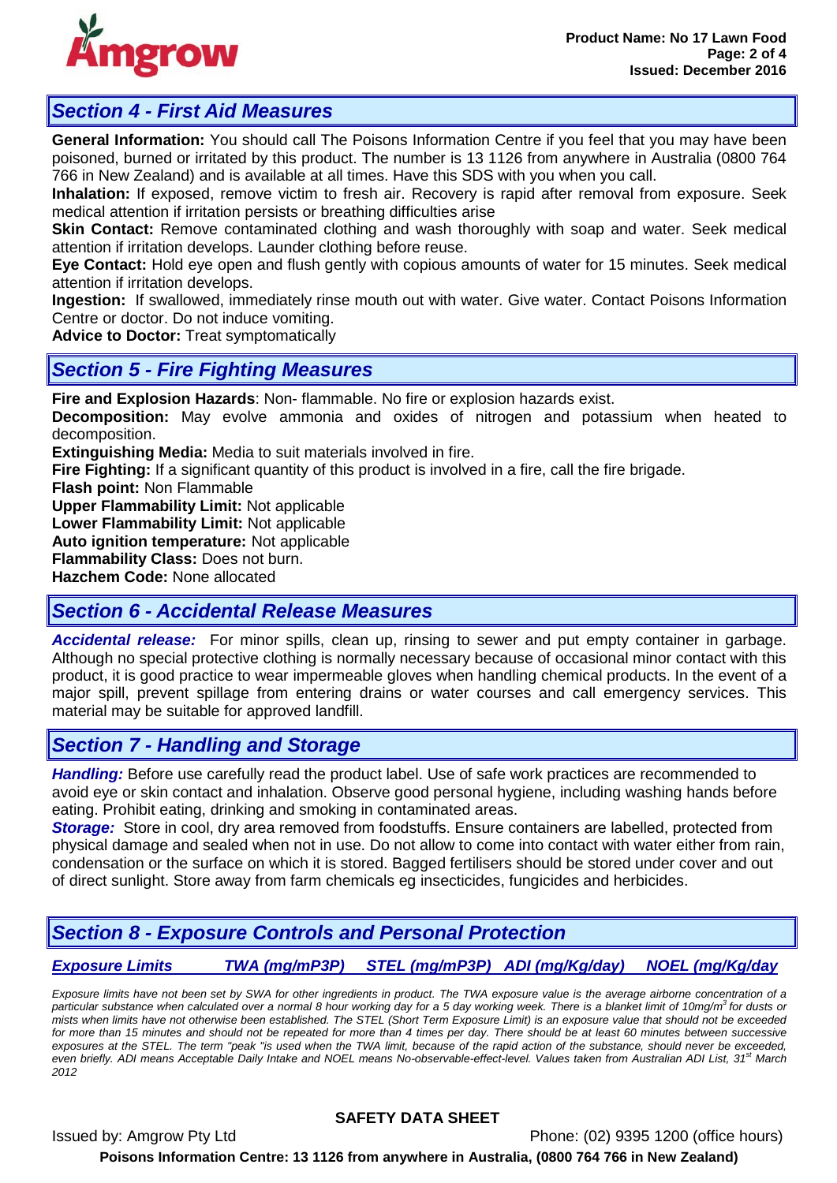## *Section 4 - First Aid Measures*

**General Information:** You should call The Poisons Information Centre if you feel that you may have been poisoned, burned or irritated by this product. The number is 13 1126 from anywhere in Australia (0800 764 766 in New Zealand) and is available at all times. Have this SDS with you when you call.
**Inhalation:** If exposed, remove victim to fresh air. Recovery is rapid after removal from exposure. Seek medical attention if irritation persists or breathing difficulties arise
**Skin Contact:** Remove contaminated clothing and wash thoroughly with soap and water. Seek medical attention if irritation develops. Launder clothing before reuse.
**Eye Contact:** Hold eye open and flush gently with copious amounts of water for 15 minutes. Seek medical attention if irritation develops.
**Ingestion:** If swallowed, immediately rinse mouth out with water. Give water. Contact Poisons Information Centre or doctor. Do not induce vomiting.
**Advice to Doctor:** Treat symptomatically

## *Section 5 - Fire Fighting Measures*

**Fire and Explosion Hazards**: Non- flammable. No fire or explosion hazards exist.
**Decomposition:** May evolve ammonia and oxides of nitrogen and potassium when heated to decomposition.
**Extinguishing Media:** Media to suit materials involved in fire.
**Fire Fighting:** If a significant quantity of this product is involved in a fire, call the fire brigade.
**Flash point:** Non Flammable
**Upper Flammability Limit:** Not applicable
**Lower Flammability Limit:** Not applicable
**Auto ignition temperature:** Not applicable
**Flammability Class:** Does not burn.
**Hazchem Code:** None allocated

## *Section 6 - Accidental Release Measures*

***Accidental release:*** For minor spills, clean up, rinsing to sewer and put empty container in garbage. Although no special protective clothing is normally necessary because of occasional minor contact with this product, it is good practice to wear impermeable gloves when handling chemical products. In the event of a major spill, prevent spillage from entering drains or water courses and call emergency services. This material may be suitable for approved landfill.

## *Section 7 - Handling and Storage*

***Handling:*** Before use carefully read the product label. Use of safe work practices are recommended to avoid eye or skin contact and inhalation. Observe good personal hygiene, including washing hands before eating. Prohibit eating, drinking and smoking in contaminated areas.
***Storage:*** Store in cool, dry area removed from foodstuffs. Ensure containers are labelled, protected from physical damage and sealed when not in use. Do not allow to come into contact with water either from rain, condensation or the surface on which it is stored. Bagged fertilisers should be stored under cover and out of direct sunlight. Store away from farm chemicals eg insecticides, fungicides and herbicides.

## *Section 8 - Exposure Controls and Personal Protection*

| *Exposure Limits* | *TWA (mg/mP3P)* | *STEL (mg/mP3P)* | *ADI (mg/Kg/day)* | *NOEL (mg/Kg/day* |
|---|---|---|---|---|

*Exposure limits have not been set by SWA for other ingredients in product. The TWA exposure value is the average airborne concentration of a particular substance when calculated over a normal 8 hour working day for a 5 day working week. There is a blanket limit of 10mg/m$^3$ for dusts or mists when limits have not otherwise been established. The STEL (Short Term Exposure Limit) is an exposure value that should not be exceeded for more than 15 minutes and should not be repeated for more than 4 times per day. There should be at least 60 minutes between successive exposures at the STEL. The term "peak "is used when the TWA limit, because of the rapid action of the substance, should never be exceeded, even briefly. ADI means Acceptable Daily Intake and NOEL means No-observable-effect-level. Values taken from Australian ADI List, 31st March 2012*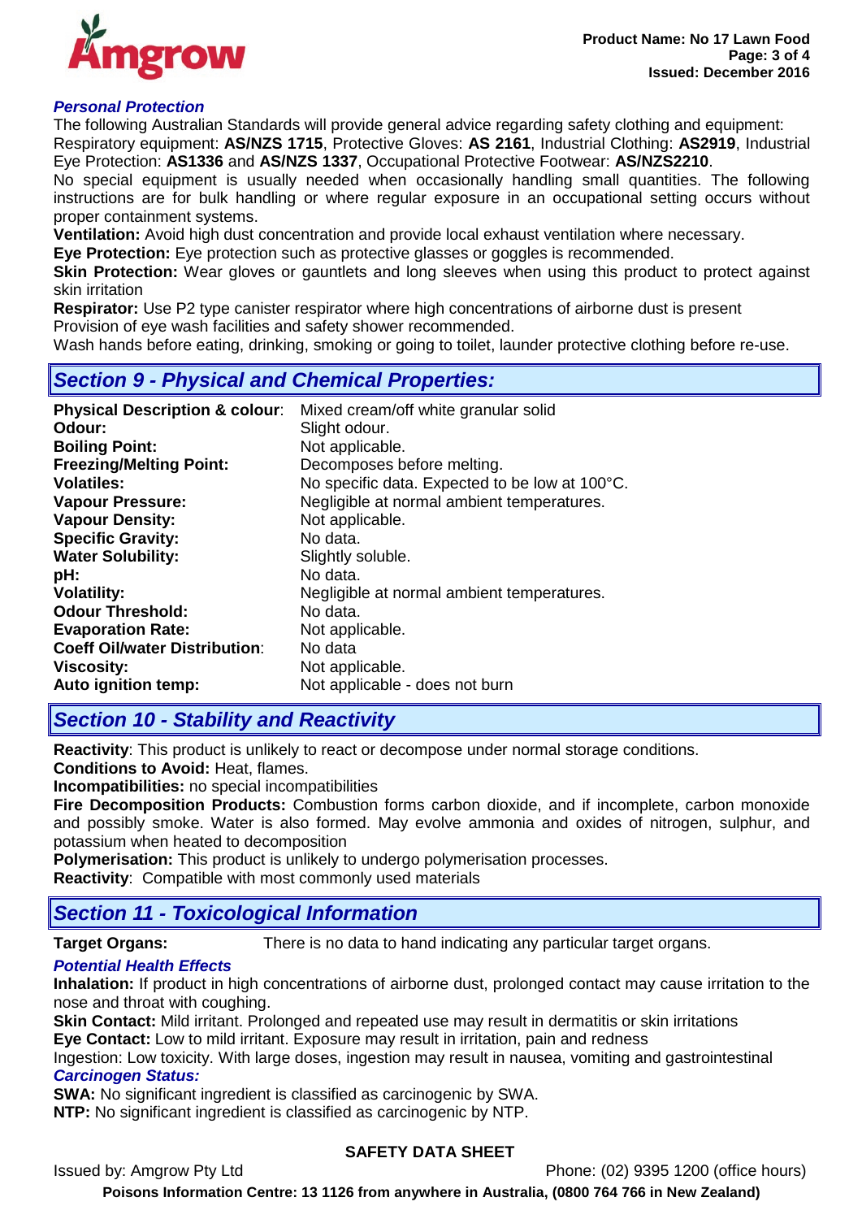### *Personal Protection*

The following Australian Standards will provide general advice regarding safety clothing and equipment: Respiratory equipment: **AS/NZS 1715**, Protective Gloves: **AS 2161**, Industrial Clothing: **AS2919**, Industrial Eye Protection: **AS1336** and **AS/NZS 1337**, Occupational Protective Footwear: **AS/NZS2210**.

No special equipment is usually needed when occasionally handling small quantities. The following instructions are for bulk handling or where regular exposure in an occupational setting occurs without proper containment systems.

**Ventilation:** Avoid high dust concentration and provide local exhaust ventilation where necessary.

**Eye Protection:** Eye protection such as protective glasses or goggles is recommended.

**Skin Protection:** Wear gloves or gauntlets and long sleeves when using this product to protect against skin irritation

**Respirator:** Use P2 type canister respirator where high concentrations of airborne dust is present

Provision of eye wash facilities and safety shower recommended.

Wash hands before eating, drinking, smoking or going to toilet, launder protective clothing before re-use.

## *Section 9 - Physical and Chemical Properties:*

| | |
|---|---|
| **Physical Description & colour**: | Mixed cream/off white granular solid |
| **Odour:** | Slight odour. |
| **Boiling Point:** | Not applicable. |
| **Freezing/Melting Point:** | Decomposes before melting. |
| **Volatiles:** | No specific data. Expected to be low at 100°C. |
| **Vapour Pressure:** | Negligible at normal ambient temperatures. |
| **Vapour Density:** | Not applicable. |
| **Specific Gravity:** | No data. |
| **Water Solubility:** | Slightly soluble. |
| **pH:** | No data. |
| **Volatility:** | Negligible at normal ambient temperatures. |
| **Odour Threshold:** | No data. |
| **Evaporation Rate:** | Not applicable. |
| **Coeff Oil/water Distribution**: | No data |
| **Viscosity:** | Not applicable. |
| **Auto ignition temp:** | Not applicable - does not burn |

## *Section 10 - Stability and Reactivity*

**Reactivity**: This product is unlikely to react or decompose under normal storage conditions.

**Conditions to Avoid:** Heat, flames.

**Incompatibilities:** no special incompatibilities

**Fire Decomposition Products:** Combustion forms carbon dioxide, and if incomplete, carbon monoxide and possibly smoke. Water is also formed. May evolve ammonia and oxides of nitrogen, sulphur, and potassium when heated to decomposition

**Polymerisation:** This product is unlikely to undergo polymerisation processes.

**Reactivity**: Compatible with most commonly used materials

## *Section 11 - Toxicological Information*

**Target Organs:** There is no data to hand indicating any particular target organs.

### *Potential Health Effects*

**Inhalation:** If product in high concentrations of airborne dust, prolonged contact may cause irritation to the nose and throat with coughing.

**Skin Contact:** Mild irritant. Prolonged and repeated use may result in dermatitis or skin irritations

**Eye Contact:** Low to mild irritant. Exposure may result in irritation, pain and redness

Ingestion: Low toxicity. With large doses, ingestion may result in nausea, vomiting and gastrointestinal

### *Carcinogen Status:*

**SWA:** No significant ingredient is classified as carcinogenic by SWA.

**NTP:** No significant ingredient is classified as carcinogenic by NTP.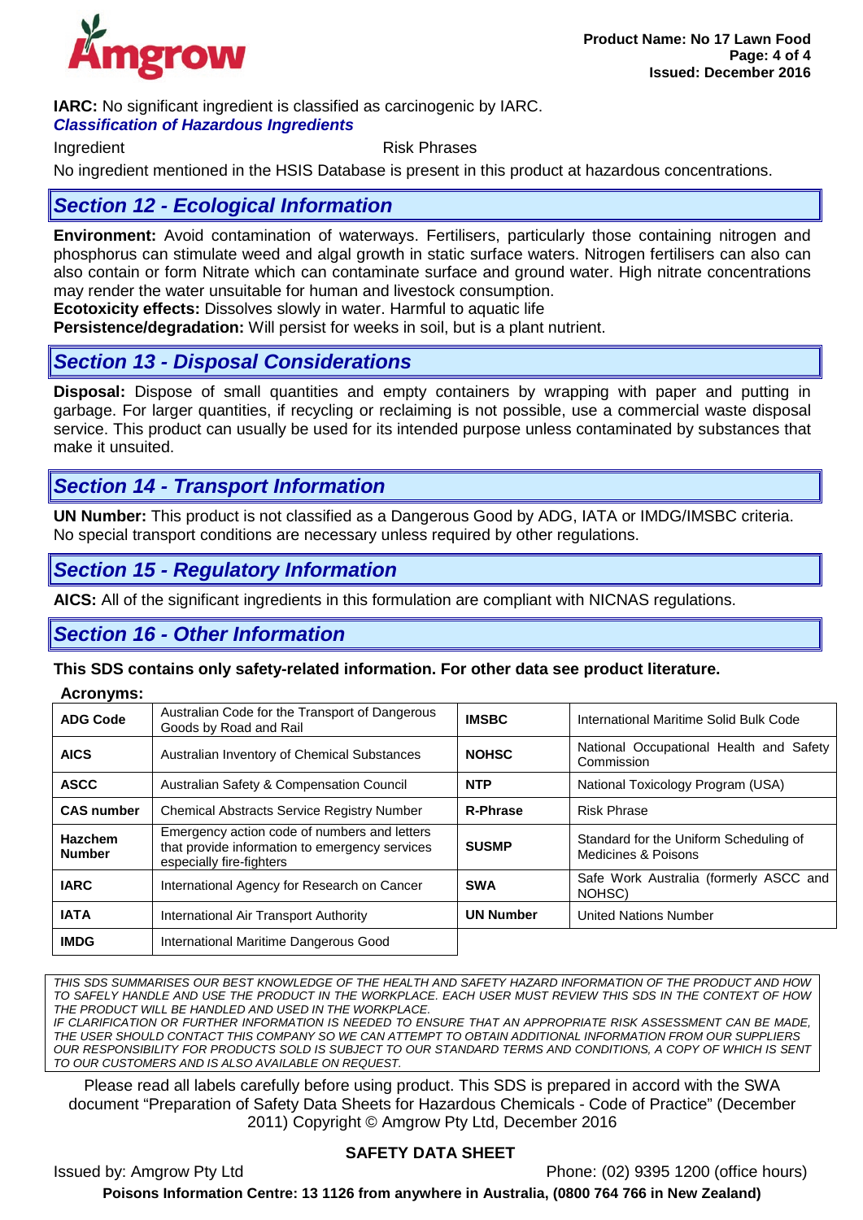**IARC:** No significant ingredient is classified as carcinogenic by IARC.

***Classification of Hazardous Ingredients***

Ingredient Risk Phrases

No ingredient mentioned in the HSIS Database is present in this product at hazardous concentrations.

## *Section 12 - Ecological Information*

**Environment:** Avoid contamination of waterways. Fertilisers, particularly those containing nitrogen and phosphorus can stimulate weed and algal growth in static surface waters. Nitrogen fertilisers can also can also contain or form Nitrate which can contaminate surface and ground water. High nitrate concentrations may render the water unsuitable for human and livestock consumption.

**Ecotoxicity effects:** Dissolves slowly in water. Harmful to aquatic life

**Persistence/degradation:** Will persist for weeks in soil, but is a plant nutrient.

## *Section 13 - Disposal Considerations*

**Disposal:** Dispose of small quantities and empty containers by wrapping with paper and putting in garbage. For larger quantities, if recycling or reclaiming is not possible, use a commercial waste disposal service. This product can usually be used for its intended purpose unless contaminated by substances that make it unsuited.

## *Section 14 - Transport Information*

**UN Number:** This product is not classified as a Dangerous Good by ADG, IATA or IMDG/IMSBC criteria. No special transport conditions are necessary unless required by other regulations.

## *Section 15 - Regulatory Information*

**AICS:** All of the significant ingredients in this formulation are compliant with NICNAS regulations.

## *Section 16 - Other Information*

**This SDS contains only safety-related information. For other data see product literature.**

**Acronyms:**

| | | | |
|---|---|---|---|
| **ADG Code** | Australian Code for the Transport of Dangerous Goods by Road and Rail | **IMSBC** | International Maritime Solid Bulk Code |
| **AICS** | Australian Inventory of Chemical Substances | **NOHSC** | National Occupational Health and Safety Commission |
| **ASCC** | Australian Safety & Compensation Council | **NTP** | National Toxicology Program (USA) |
| **CAS number** | Chemical Abstracts Service Registry Number | **R-Phrase** | Risk Phrase |
| **Hazchem Number** | Emergency action code of numbers and letters that provide information to emergency services especially fire-fighters | **SUSMP** | Standard for the Uniform Scheduling of Medicines & Poisons |
| **IARC** | International Agency for Research on Cancer | **SWA** | Safe Work Australia (formerly ASCC and NOHSC) |
| **IATA** | International Air Transport Authority | **UN Number** | United Nations Number |
| **IMDG** | International Maritime Dangerous Good | | |

*THIS SDS SUMMARISES OUR BEST KNOWLEDGE OF THE HEALTH AND SAFETY HAZARD INFORMATION OF THE PRODUCT AND HOW TO SAFELY HANDLE AND USE THE PRODUCT IN THE WORKPLACE. EACH USER MUST REVIEW THIS SDS IN THE CONTEXT OF HOW THE PRODUCT WILL BE HANDLED AND USED IN THE WORKPLACE.*
*IF CLARIFICATION OR FURTHER INFORMATION IS NEEDED TO ENSURE THAT AN APPROPRIATE RISK ASSESSMENT CAN BE MADE, THE USER SHOULD CONTACT THIS COMPANY SO WE CAN ATTEMPT TO OBTAIN ADDITIONAL INFORMATION FROM OUR SUPPLIERS OUR RESPONSIBILITY FOR PRODUCTS SOLD IS SUBJECT TO OUR STANDARD TERMS AND CONDITIONS, A COPY OF WHICH IS SENT TO OUR CUSTOMERS AND IS ALSO AVAILABLE ON REQUEST.*

Please read all labels carefully before using product. This SDS is prepared in accord with the SWA document "Preparation of Safety Data Sheets for Hazardous Chemicals - Code of Practice" (December 2011) Copyright © Amgrow Pty Ltd, December 2016

**SAFETY DATA SHEET**

Issued by: Amgrow Pty Ltd Phone: (02) 9395 1200 (office hours)

**Poisons Information Centre: 13 1126 from anywhere in Australia, (0800 764 766 in New Zealand)**